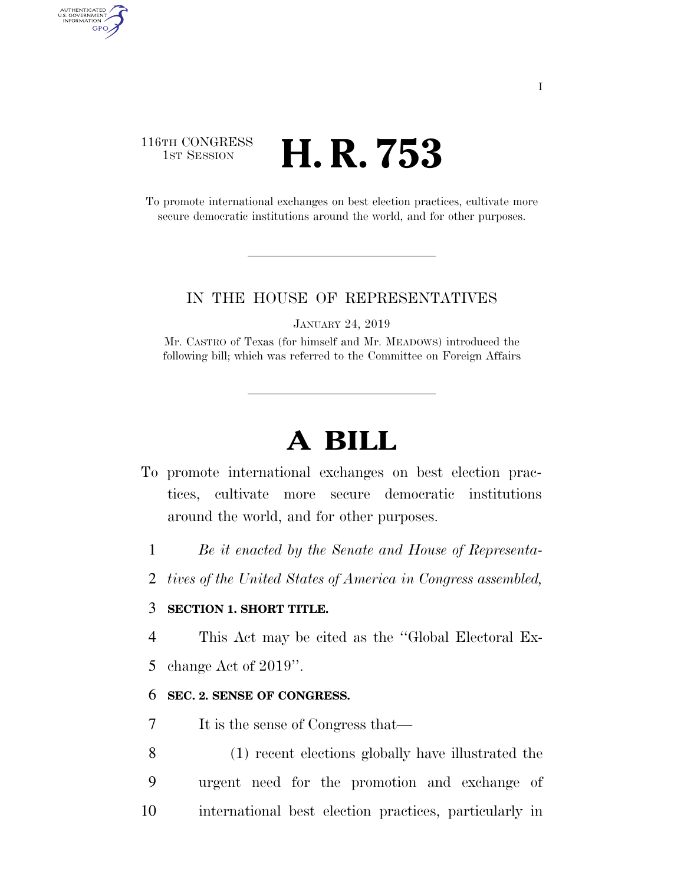I

116TH CONGRESS
1ST SESSION

# H. R. 753

To promote international exchanges on best election practices, cultivate more secure democratic institutions around the world, and for other purposes.

IN THE HOUSE OF REPRESENTATIVES

JANUARY 24, 2019

Mr. CASTRO of Texas (for himself and Mr. MEADOWS) introduced the following bill; which was referred to the Committee on Foreign Affairs

# A BILL

To promote international exchanges on best election practices, cultivate more secure democratic institutions around the world, and for other purposes.

1 *Be it enacted by the Senate and House of Representa-*
2 *tives of the United States of America in Congress assembled,*

3 **SECTION 1. SHORT TITLE.**

4 This Act may be cited as the ''Global Electoral Ex-
5 change Act of 2019''.

6 **SEC. 2. SENSE OF CONGRESS.**

7 It is the sense of Congress that—

8 (1) recent elections globally have illustrated the
9 urgent need for the promotion and exchange of
10 international best election practices, particularly in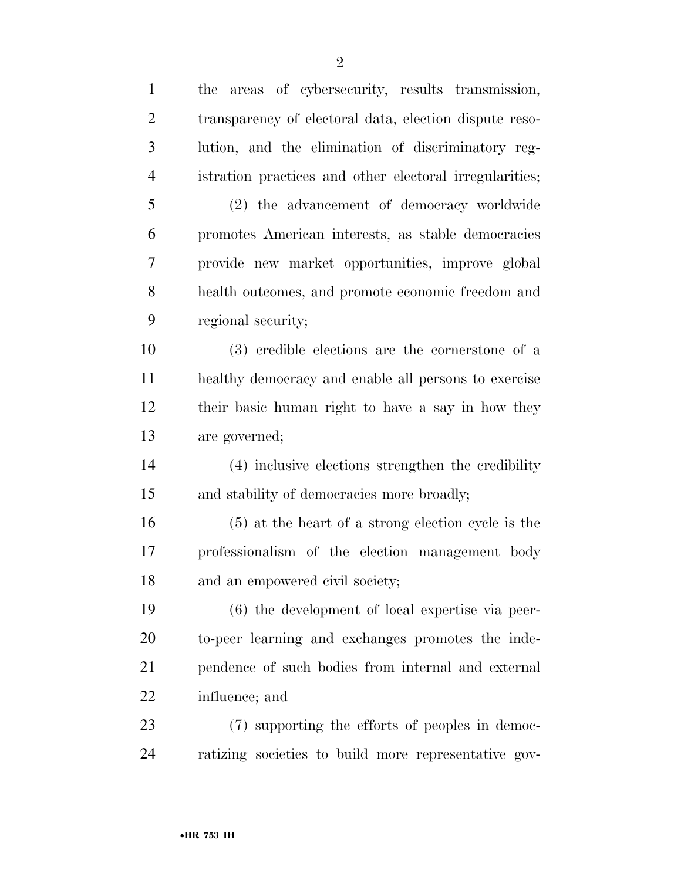the areas of cybersecurity, results transmission, transparency of electoral data, election dispute resolution, and the elimination of discriminatory registration practices and other electoral irregularities;

(2) the advancement of democracy worldwide promotes American interests, as stable democracies provide new market opportunities, improve global health outcomes, and promote economic freedom and regional security;

(3) credible elections are the cornerstone of a healthy democracy and enable all persons to exercise their basic human right to have a say in how they are governed;

(4) inclusive elections strengthen the credibility and stability of democracies more broadly;

(5) at the heart of a strong election cycle is the professionalism of the election management body and an empowered civil society;

(6) the development of local expertise via peer-to-peer learning and exchanges promotes the independence of such bodies from internal and external influence; and

(7) supporting the efforts of peoples in democratizing societies to build more representative gov-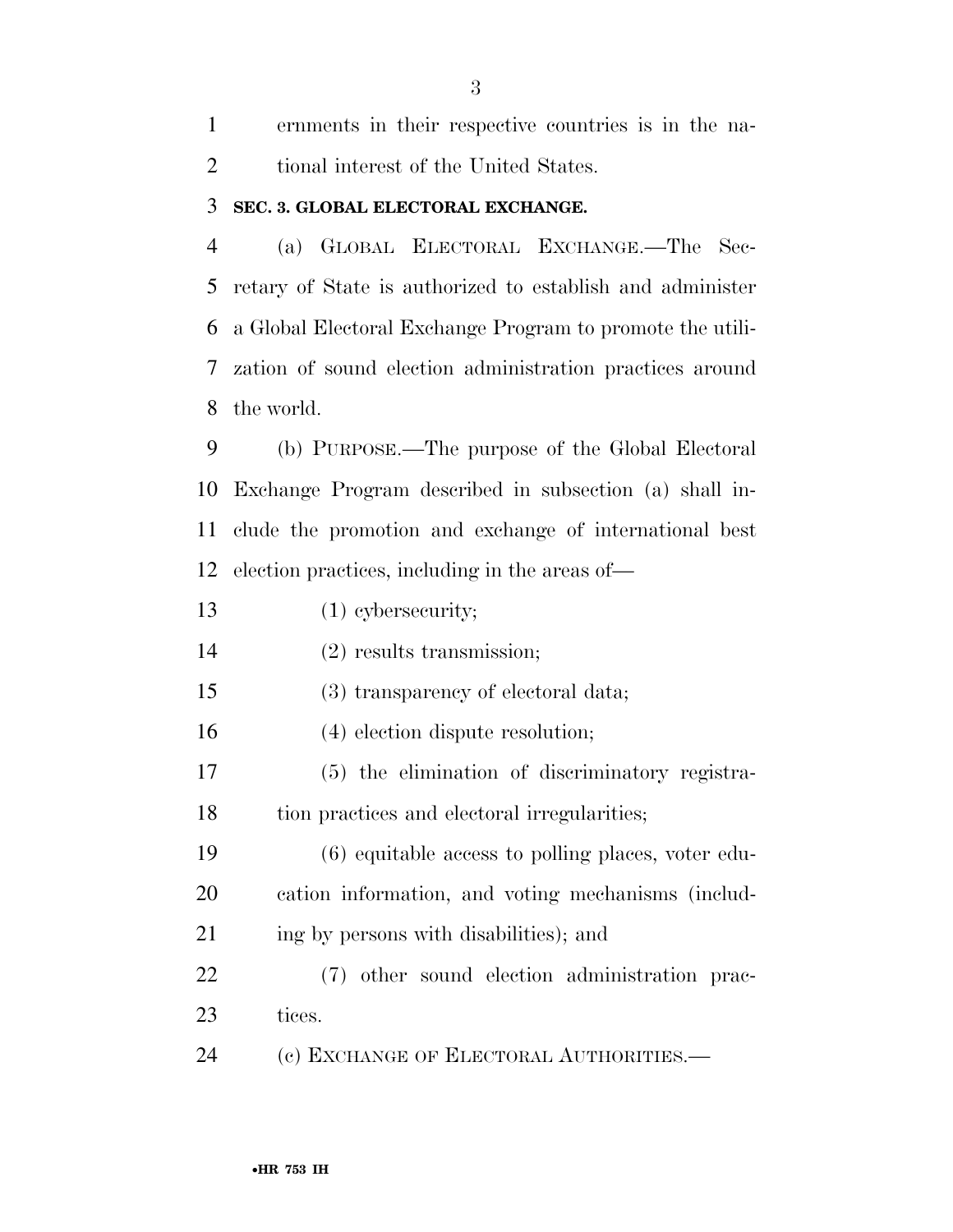ernments in their respective countries is in the national interest of the United States.

### SEC. 3. GLOBAL ELECTORAL EXCHANGE.

(a) GLOBAL ELECTORAL EXCHANGE.—The Secretary of State is authorized to establish and administer a Global Electoral Exchange Program to promote the utilization of sound election administration practices around the world.

(b) PURPOSE.—The purpose of the Global Electoral Exchange Program described in subsection (a) shall include the promotion and exchange of international best election practices, including in the areas of—

(1) cybersecurity;

(2) results transmission;

(3) transparency of electoral data;

(4) election dispute resolution;

(5) the elimination of discriminatory registration practices and electoral irregularities;

(6) equitable access to polling places, voter education information, and voting mechanisms (including by persons with disabilities); and

(7) other sound election administration practices.

(c) EXCHANGE OF ELECTORAL AUTHORITIES.—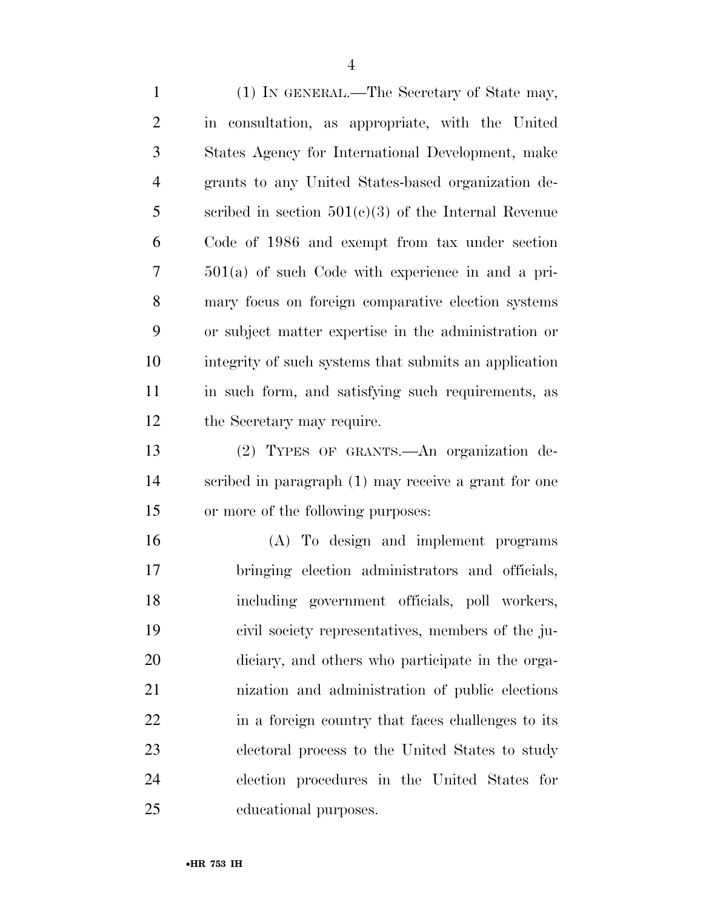(1) IN GENERAL.—The Secretary of State may, in consultation, as appropriate, with the United States Agency for International Development, make grants to any United States-based organization described in section 501(c)(3) of the Internal Revenue Code of 1986 and exempt from tax under section 501(a) of such Code with experience in and a primary focus on foreign comparative election systems or subject matter expertise in the administration or integrity of such systems that submits an application in such form, and satisfying such requirements, as the Secretary may require.

(2) TYPES OF GRANTS.—An organization described in paragraph (1) may receive a grant for one or more of the following purposes:

(A) To design and implement programs bringing election administrators and officials, including government officials, poll workers, civil society representatives, members of the judiciary, and others who participate in the organization and administration of public elections in a foreign country that faces challenges to its electoral process to the United States to study election procedures in the United States for educational purposes.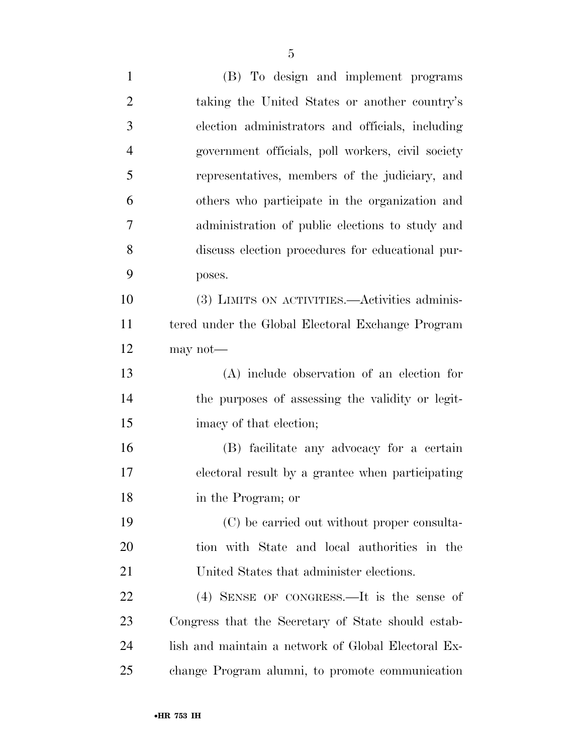(B) To design and implement programs taking the United States or another country's election administrators and officials, including government officials, poll workers, civil society representatives, members of the judiciary, and others who participate in the organization and administration of public elections to study and discuss election procedures for educational purposes.

(3) LIMITS ON ACTIVITIES.—Activities administered under the Global Electoral Exchange Program may not—

(A) include observation of an election for the purposes of assessing the validity or legitimacy of that election;

(B) facilitate any advocacy for a certain electoral result by a grantee when participating in the Program; or

(C) be carried out without proper consultation with State and local authorities in the United States that administer elections.

(4) SENSE OF CONGRESS.—It is the sense of Congress that the Secretary of State should establish and maintain a network of Global Electoral Exchange Program alumni, to promote communication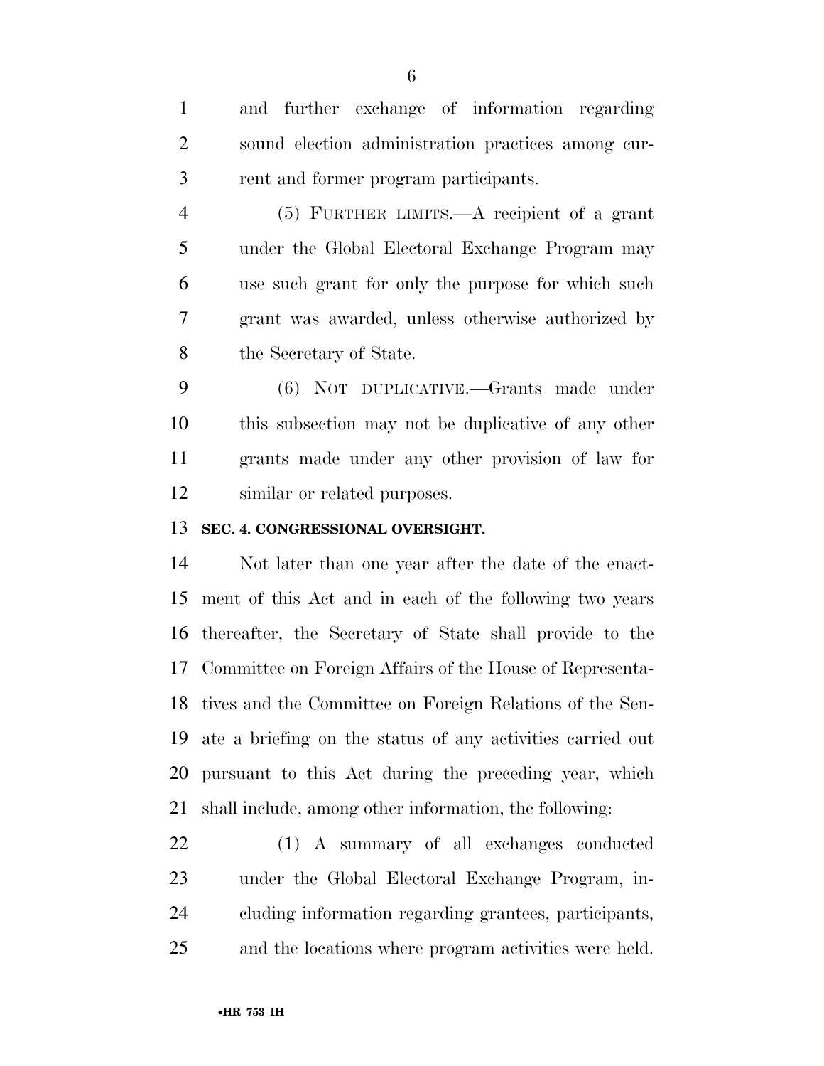and further exchange of information regarding sound election administration practices among current and former program participants.

(5) FURTHER LIMITS.—A recipient of a grant under the Global Electoral Exchange Program may use such grant for only the purpose for which such grant was awarded, unless otherwise authorized by the Secretary of State.

(6) NOT DUPLICATIVE.—Grants made under this subsection may not be duplicative of any other grants made under any other provision of law for similar or related purposes.

**SEC. 4. CONGRESSIONAL OVERSIGHT.**

Not later than one year after the date of the enactment of this Act and in each of the following two years thereafter, the Secretary of State shall provide to the Committee on Foreign Affairs of the House of Representatives and the Committee on Foreign Relations of the Senate a briefing on the status of any activities carried out pursuant to this Act during the preceding year, which shall include, among other information, the following:

(1) A summary of all exchanges conducted under the Global Electoral Exchange Program, including information regarding grantees, participants, and the locations where program activities were held.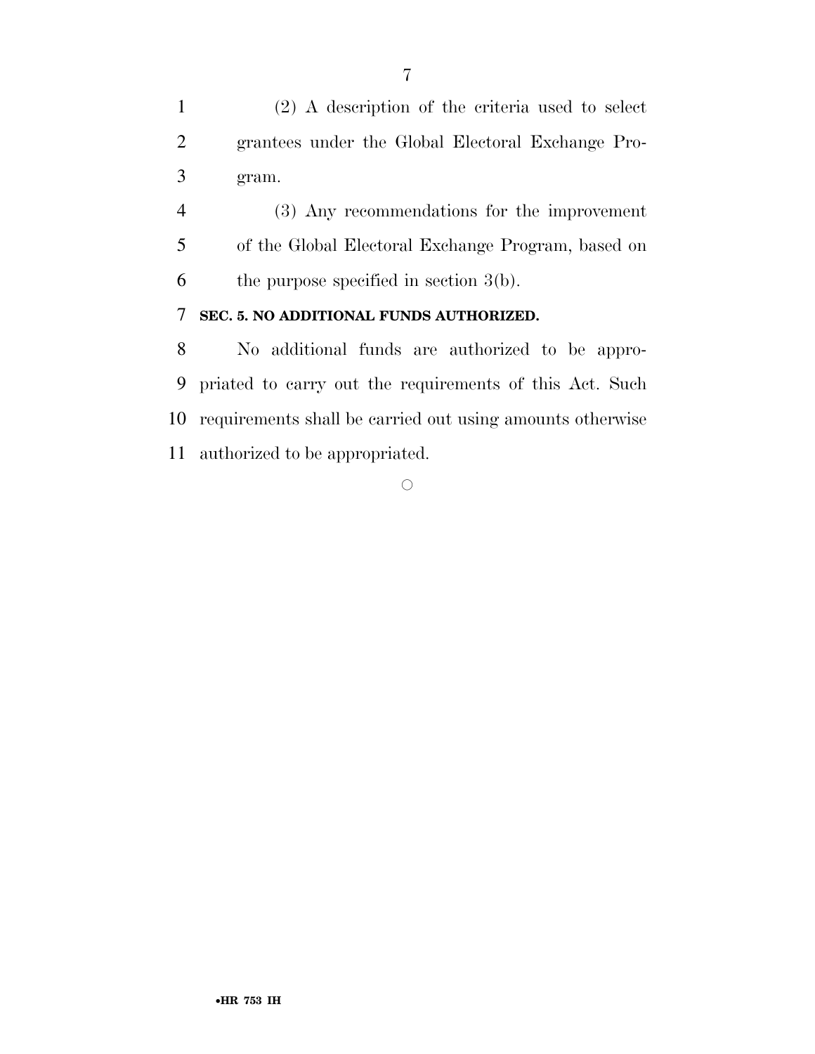(2) A description of the criteria used to select grantees under the Global Electoral Exchange Program.

(3) Any recommendations for the improvement of the Global Electoral Exchange Program, based on the purpose specified in section 3(b).

### SEC. 5. NO ADDITIONAL FUNDS AUTHORIZED.

No additional funds are authorized to be appropriated to carry out the requirements of this Act. Such requirements shall be carried out using amounts otherwise authorized to be appropriated.